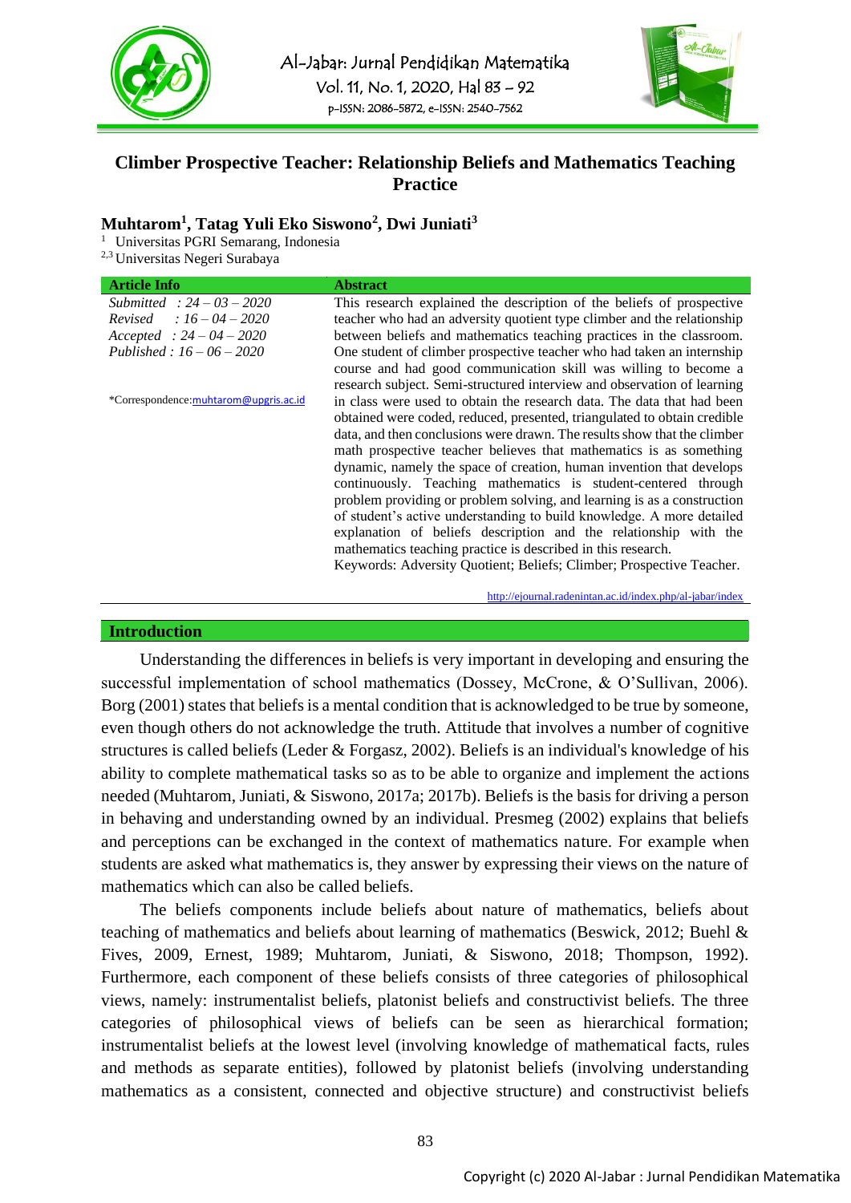# Climber Prospective Teacher: Relationship Beliefs and Mathematics Teaching Practice

**Muhtarom[1], Tatag Yuli Eko Siswono[2], Dwi Juniati[3]**

[1] Universitas PGRI Semarang, Indonesia
[2,3] Universitas Negeri Surabaya

| Article Info | Abstract |
|---|---|
| *Submitted : 24 – 03 – 2020*<br>*Revised : 16 – 04 – 2020*<br>*Accepted : 24 – 04 – 2020*<br>*Published : 16 – 06 – 2020*<br><br>*Correspondence: muhtarom@upgris.ac.id | This research explained the description of the beliefs of prospective teacher who had an adversity quotient type climber and the relationship between beliefs and mathematics teaching practices in the classroom. One student of climber prospective teacher who had taken an internship course and had good communication skill was willing to become a research subject. Semi-structured interview and observation of learning in class were used to obtain the research data. The data that had been obtained were coded, reduced, presented, triangulated to obtain credible data, and then conclusions were drawn. The results show that the climber math prospective teacher believes that mathematics is as something dynamic, namely the space of creation, human invention that develops continuously. Teaching mathematics is student-centered through problem providing or problem solving, and learning is as a construction of student's active understanding to build knowledge. A more detailed explanation of beliefs description and the relationship with the mathematics teaching practice is described in this research.<br>Keywords: Adversity Quotient; Beliefs; Climber; Prospective Teacher. |

http://ejournal.radenintan.ac.id/index.php/al-jabar/index

## Introduction

Understanding the differences in beliefs is very important in developing and ensuring the successful implementation of school mathematics (Dossey, McCrone, & O'Sullivan, 2006). Borg (2001) states that beliefs is a mental condition that is acknowledged to be true by someone, even though others do not acknowledge the truth. Attitude that involves a number of cognitive structures is called beliefs (Leder & Forgasz, 2002). Beliefs is an individual's knowledge of his ability to complete mathematical tasks so as to be able to organize and implement the actions needed (Muhtarom, Juniati, & Siswono, 2017a; 2017b). Beliefs is the basis for driving a person in behaving and understanding owned by an individual. Presmeg (2002) explains that beliefs and perceptions can be exchanged in the context of mathematics nature. For example when students are asked what mathematics is, they answer by expressing their views on the nature of mathematics which can also be called beliefs.

The beliefs components include beliefs about nature of mathematics, beliefs about teaching of mathematics and beliefs about learning of mathematics (Beswick, 2012; Buehl & Fives, 2009, Ernest, 1989; Muhtarom, Juniati, & Siswono, 2018; Thompson, 1992). Furthermore, each component of these beliefs consists of three categories of philosophical views, namely: instrumentalist beliefs, platonist beliefs and constructivist beliefs. The three categories of philosophical views of beliefs can be seen as hierarchical formation; instrumentalist beliefs at the lowest level (involving knowledge of mathematical facts, rules and methods as separate entities), followed by platonist beliefs (involving understanding mathematics as a consistent, connected and objective structure) and constructivist beliefs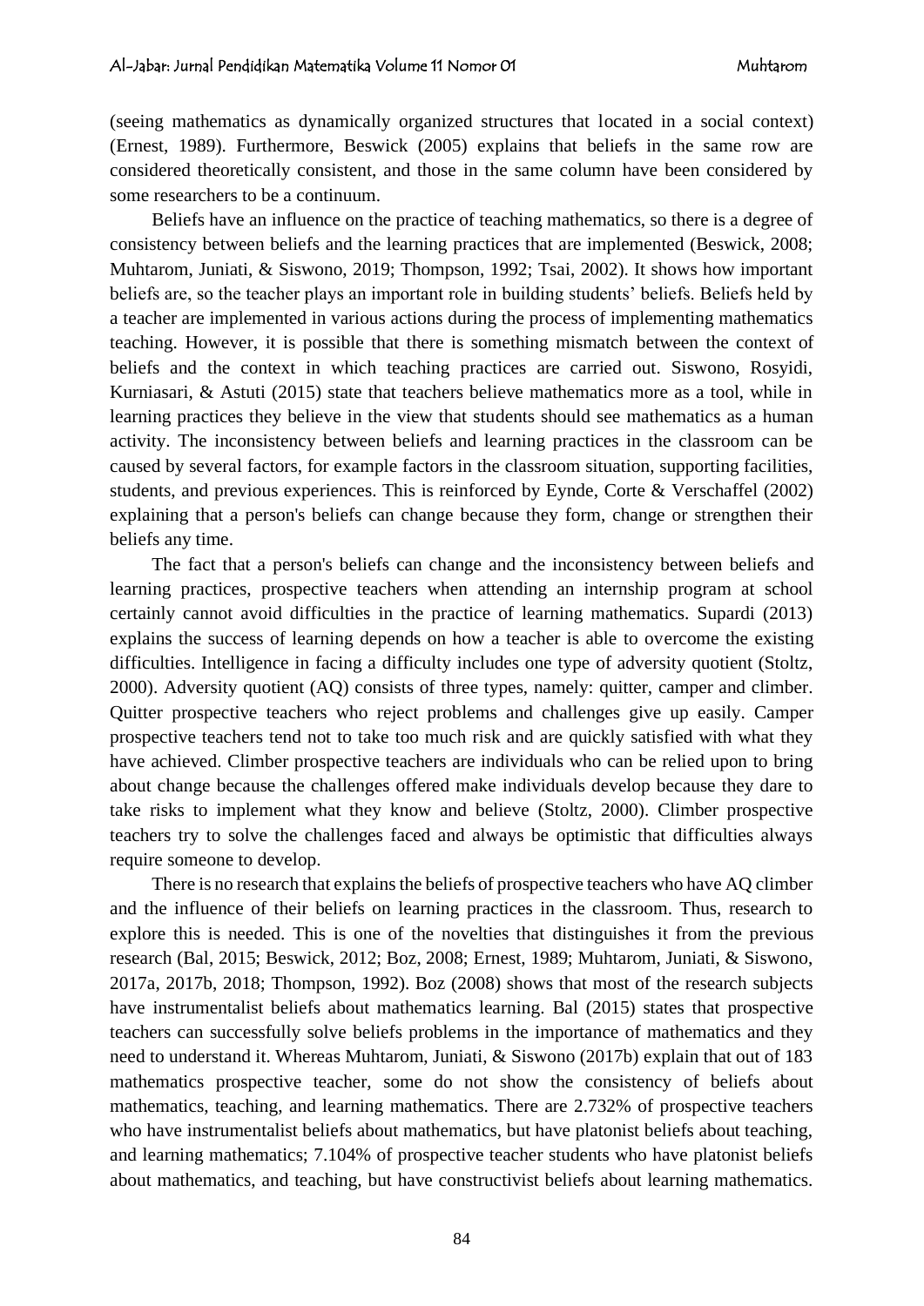(seeing mathematics as dynamically organized structures that located in a social context) (Ernest, 1989). Furthermore, Beswick (2005) explains that beliefs in the same row are considered theoretically consistent, and those in the same column have been considered by some researchers to be a continuum.

Beliefs have an influence on the practice of teaching mathematics, so there is a degree of consistency between beliefs and the learning practices that are implemented (Beswick, 2008; Muhtarom, Juniati, & Siswono, 2019; Thompson, 1992; Tsai, 2002). It shows how important beliefs are, so the teacher plays an important role in building students' beliefs. Beliefs held by a teacher are implemented in various actions during the process of implementing mathematics teaching. However, it is possible that there is something mismatch between the context of beliefs and the context in which teaching practices are carried out. Siswono, Rosyidi, Kurniasari, & Astuti (2015) state that teachers believe mathematics more as a tool, while in learning practices they believe in the view that students should see mathematics as a human activity. The inconsistency between beliefs and learning practices in the classroom can be caused by several factors, for example factors in the classroom situation, supporting facilities, students, and previous experiences. This is reinforced by Eynde, Corte & Verschaffel (2002) explaining that a person's beliefs can change because they form, change or strengthen their beliefs any time.

The fact that a person's beliefs can change and the inconsistency between beliefs and learning practices, prospective teachers when attending an internship program at school certainly cannot avoid difficulties in the practice of learning mathematics. Supardi (2013) explains the success of learning depends on how a teacher is able to overcome the existing difficulties. Intelligence in facing a difficulty includes one type of adversity quotient (Stoltz, 2000). Adversity quotient (AQ) consists of three types, namely: quitter, camper and climber. Quitter prospective teachers who reject problems and challenges give up easily. Camper prospective teachers tend not to take too much risk and are quickly satisfied with what they have achieved. Climber prospective teachers are individuals who can be relied upon to bring about change because the challenges offered make individuals develop because they dare to take risks to implement what they know and believe (Stoltz, 2000). Climber prospective teachers try to solve the challenges faced and always be optimistic that difficulties always require someone to develop.

There is no research that explains the beliefs of prospective teachers who have AQ climber and the influence of their beliefs on learning practices in the classroom. Thus, research to explore this is needed. This is one of the novelties that distinguishes it from the previous research (Bal, 2015; Beswick, 2012; Boz, 2008; Ernest, 1989; Muhtarom, Juniati, & Siswono, 2017a, 2017b, 2018; Thompson, 1992). Boz (2008) shows that most of the research subjects have instrumentalist beliefs about mathematics learning. Bal (2015) states that prospective teachers can successfully solve beliefs problems in the importance of mathematics and they need to understand it. Whereas Muhtarom, Juniati, & Siswono (2017b) explain that out of 183 mathematics prospective teacher, some do not show the consistency of beliefs about mathematics, teaching, and learning mathematics. There are 2.732% of prospective teachers who have instrumentalist beliefs about mathematics, but have platonist beliefs about teaching, and learning mathematics; 7.104% of prospective teacher students who have platonist beliefs about mathematics, and teaching, but have constructivist beliefs about learning mathematics.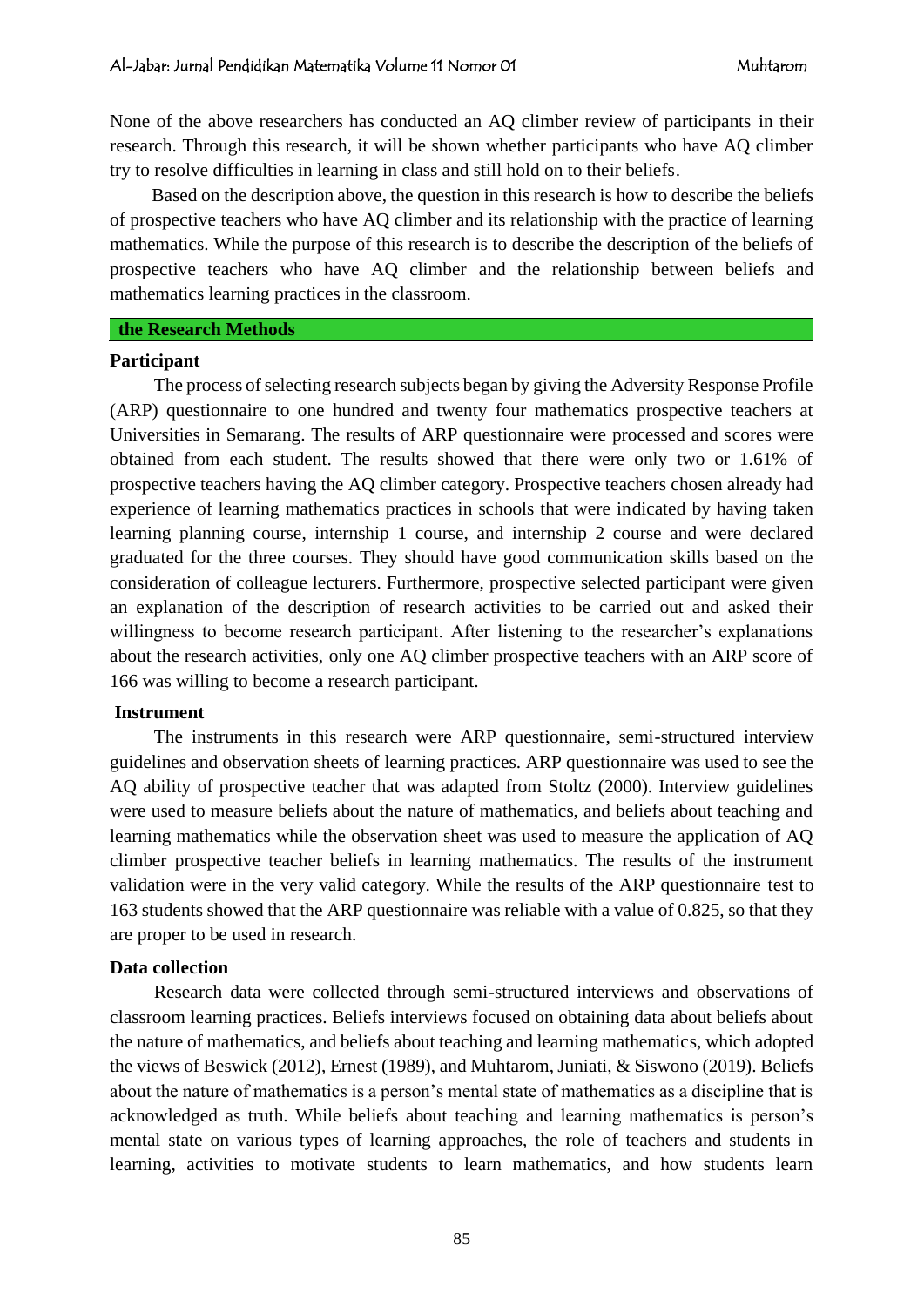None of the above researchers has conducted an AQ climber review of participants in their research. Through this research, it will be shown whether participants who have AQ climber try to resolve difficulties in learning in class and still hold on to their beliefs.

Based on the description above, the question in this research is how to describe the beliefs of prospective teachers who have AQ climber and its relationship with the practice of learning mathematics. While the purpose of this research is to describe the description of the beliefs of prospective teachers who have AQ climber and the relationship between beliefs and mathematics learning practices in the classroom.

## the Research Methods

### Participant

The process of selecting research subjects began by giving the Adversity Response Profile (ARP) questionnaire to one hundred and twenty four mathematics prospective teachers at Universities in Semarang. The results of ARP questionnaire were processed and scores were obtained from each student. The results showed that there were only two or 1.61% of prospective teachers having the AQ climber category. Prospective teachers chosen already had experience of learning mathematics practices in schools that were indicated by having taken learning planning course, internship 1 course, and internship 2 course and were declared graduated for the three courses. They should have good communication skills based on the consideration of colleague lecturers. Furthermore, prospective selected participant were given an explanation of the description of research activities to be carried out and asked their willingness to become research participant. After listening to the researcher's explanations about the research activities, only one AQ climber prospective teachers with an ARP score of 166 was willing to become a research participant.

### Instrument

The instruments in this research were ARP questionnaire, semi-structured interview guidelines and observation sheets of learning practices. ARP questionnaire was used to see the AQ ability of prospective teacher that was adapted from Stoltz (2000). Interview guidelines were used to measure beliefs about the nature of mathematics, and beliefs about teaching and learning mathematics while the observation sheet was used to measure the application of AQ climber prospective teacher beliefs in learning mathematics. The results of the instrument validation were in the very valid category. While the results of the ARP questionnaire test to 163 students showed that the ARP questionnaire was reliable with a value of 0.825, so that they are proper to be used in research.

### Data collection

Research data were collected through semi-structured interviews and observations of classroom learning practices. Beliefs interviews focused on obtaining data about beliefs about the nature of mathematics, and beliefs about teaching and learning mathematics, which adopted the views of Beswick (2012), Ernest (1989), and Muhtarom, Juniati, & Siswono (2019). Beliefs about the nature of mathematics is a person's mental state of mathematics as a discipline that is acknowledged as truth. While beliefs about teaching and learning mathematics is person's mental state on various types of learning approaches, the role of teachers and students in learning, activities to motivate students to learn mathematics, and how students learn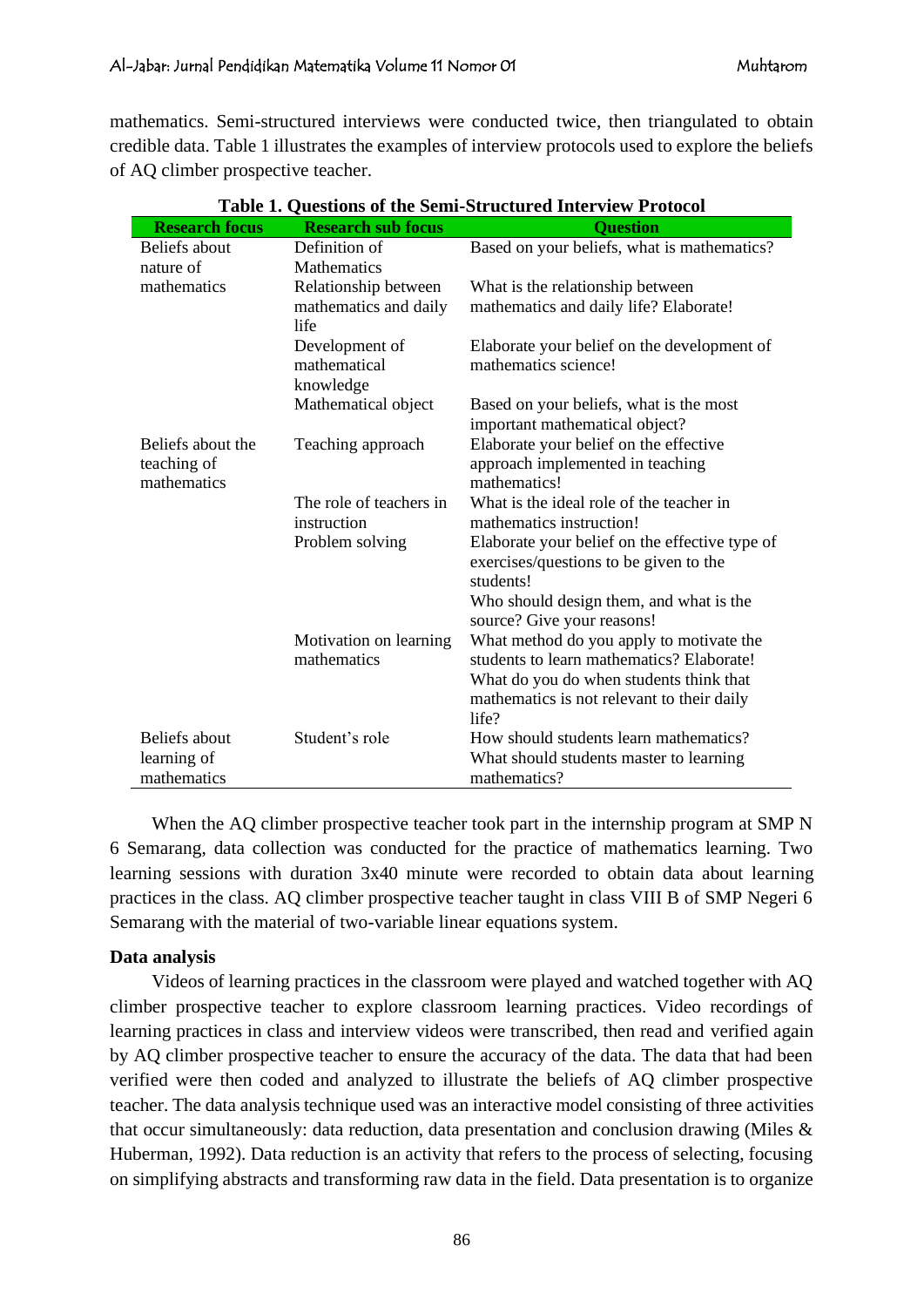mathematics. Semi-structured interviews were conducted twice, then triangulated to obtain credible data. Table 1 illustrates the examples of interview protocols used to explore the beliefs of AQ climber prospective teacher.

**Table 1. Questions of the Semi-Structured Interview Protocol**

| Research focus | Research sub focus | Question |
|---|---|---|
| Beliefs about nature of mathematics | Definition of Mathematics | Based on your beliefs, what is mathematics? |
| | Relationship between mathematics and daily life | What is the relationship between mathematics and daily life? Elaborate! |
| | Development of mathematical knowledge | Elaborate your belief on the development of mathematics science! |
| | Mathematical object | Based on your beliefs, what is the most important mathematical object? |
| Beliefs about the teaching of mathematics | Teaching approach | Elaborate your belief on the effective approach implemented in teaching mathematics! |
| | The role of teachers in instruction | What is the ideal role of the teacher in mathematics instruction! |
| | Problem solving | Elaborate your belief on the effective type of exercises/questions to be given to the students! |
| | | Who should design them, and what is the source? Give your reasons! |
| | Motivation on learning mathematics | What method do you apply to motivate the students to learn mathematics? Elaborate! |
| | | What do you do when students think that mathematics is not relevant to their daily life? |
| Beliefs about learning of mathematics | Student's role | How should students learn mathematics? |
| | | What should students master to learning mathematics? |

When the AQ climber prospective teacher took part in the internship program at SMP N 6 Semarang, data collection was conducted for the practice of mathematics learning. Two learning sessions with duration 3x40 minute were recorded to obtain data about learning practices in the class. AQ climber prospective teacher taught in class VIII B of SMP Negeri 6 Semarang with the material of two-variable linear equations system.

**Data analysis**

Videos of learning practices in the classroom were played and watched together with AQ climber prospective teacher to explore classroom learning practices. Video recordings of learning practices in class and interview videos were transcribed, then read and verified again by AQ climber prospective teacher to ensure the accuracy of the data. The data that had been verified were then coded and analyzed to illustrate the beliefs of AQ climber prospective teacher. The data analysis technique used was an interactive model consisting of three activities that occur simultaneously: data reduction, data presentation and conclusion drawing (Miles & Huberman, 1992). Data reduction is an activity that refers to the process of selecting, focusing on simplifying abstracts and transforming raw data in the field. Data presentation is to organize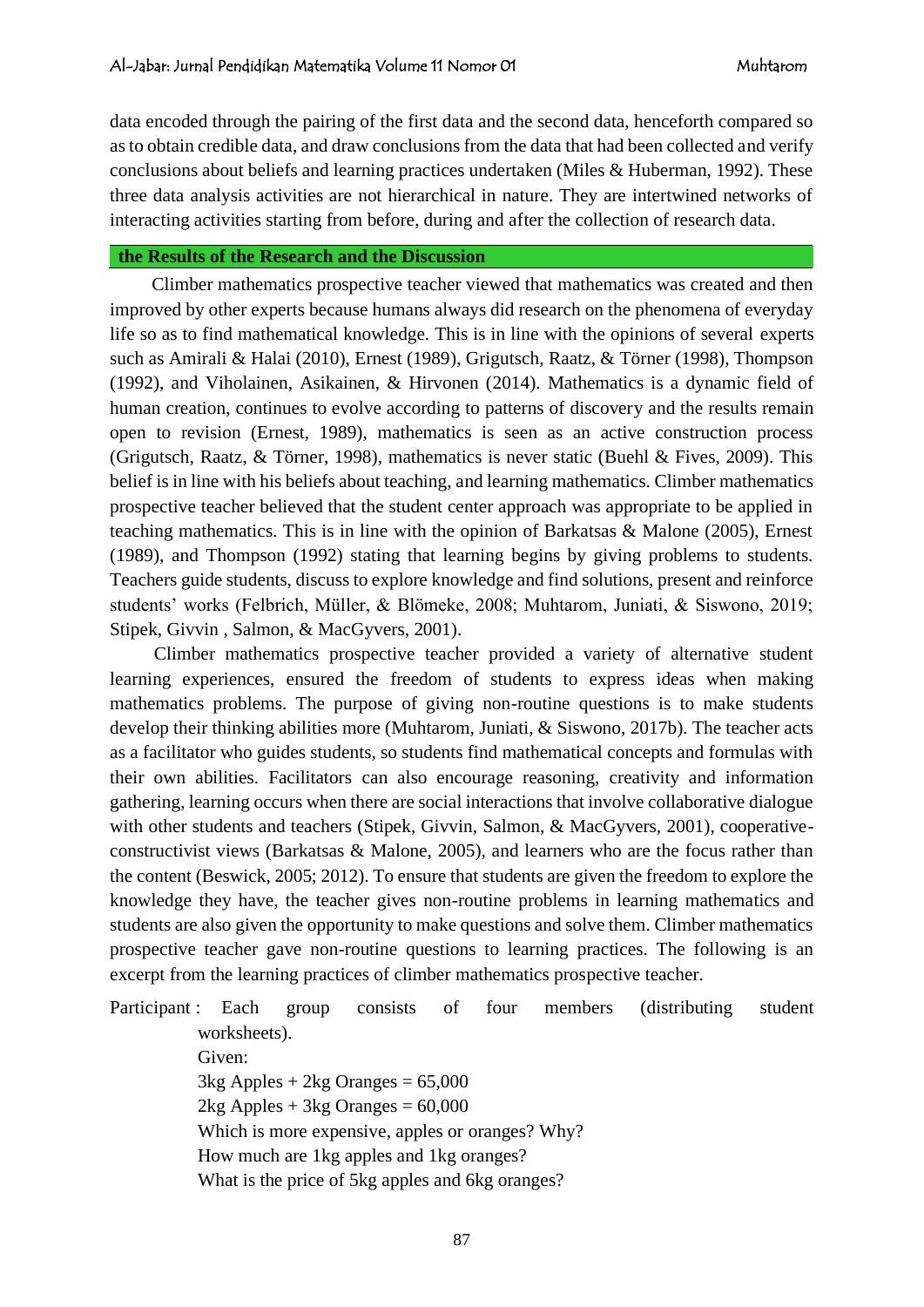data encoded through the pairing of the first data and the second data, henceforth compared so as to obtain credible data, and draw conclusions from the data that had been collected and verify conclusions about beliefs and learning practices undertaken (Miles & Huberman, 1992). These three data analysis activities are not hierarchical in nature. They are intertwined networks of interacting activities starting from before, during and after the collection of research data.

## the Results of the Research and the Discussion

Climber mathematics prospective teacher viewed that mathematics was created and then improved by other experts because humans always did research on the phenomena of everyday life so as to find mathematical knowledge. This is in line with the opinions of several experts such as Amirali & Halai (2010), Ernest (1989), Grigutsch, Raatz, & Törner (1998), Thompson (1992), and Viholainen, Asikainen, & Hirvonen (2014). Mathematics is a dynamic field of human creation, continues to evolve according to patterns of discovery and the results remain open to revision (Ernest, 1989), mathematics is seen as an active construction process (Grigutsch, Raatz, & Törner, 1998), mathematics is never static (Buehl & Fives, 2009). This belief is in line with his beliefs about teaching, and learning mathematics. Climber mathematics prospective teacher believed that the student center approach was appropriate to be applied in teaching mathematics. This is in line with the opinion of Barkatsas & Malone (2005), Ernest (1989), and Thompson (1992) stating that learning begins by giving problems to students. Teachers guide students, discuss to explore knowledge and find solutions, present and reinforce students' works (Felbrich, Müller, & Blömeke, 2008; Muhtarom, Juniati, & Siswono, 2019; Stipek, Givvin , Salmon, & MacGyvers, 2001).

Climber mathematics prospective teacher provided a variety of alternative student learning experiences, ensured the freedom of students to express ideas when making mathematics problems. The purpose of giving non-routine questions is to make students develop their thinking abilities more (Muhtarom, Juniati, & Siswono, 2017b). The teacher acts as a facilitator who guides students, so students find mathematical concepts and formulas with their own abilities. Facilitators can also encourage reasoning, creativity and information gathering, learning occurs when there are social interactions that involve collaborative dialogue with other students and teachers (Stipek, Givvin, Salmon, & MacGyvers, 2001), cooperative-constructivist views (Barkatsas & Malone, 2005), and learners who are the focus rather than the content (Beswick, 2005; 2012). To ensure that students are given the freedom to explore the knowledge they have, the teacher gives non-routine problems in learning mathematics and students are also given the opportunity to make questions and solve them. Climber mathematics prospective teacher gave non-routine questions to learning practices. The following is an excerpt from the learning practices of climber mathematics prospective teacher.

Participant : Each group consists of four members (distributing student worksheets).
Given:
3kg Apples + 2kg Oranges = 65,000
2kg Apples + 3kg Oranges = 60,000
Which is more expensive, apples or oranges? Why?
How much are 1kg apples and 1kg oranges?
What is the price of 5kg apples and 6kg oranges?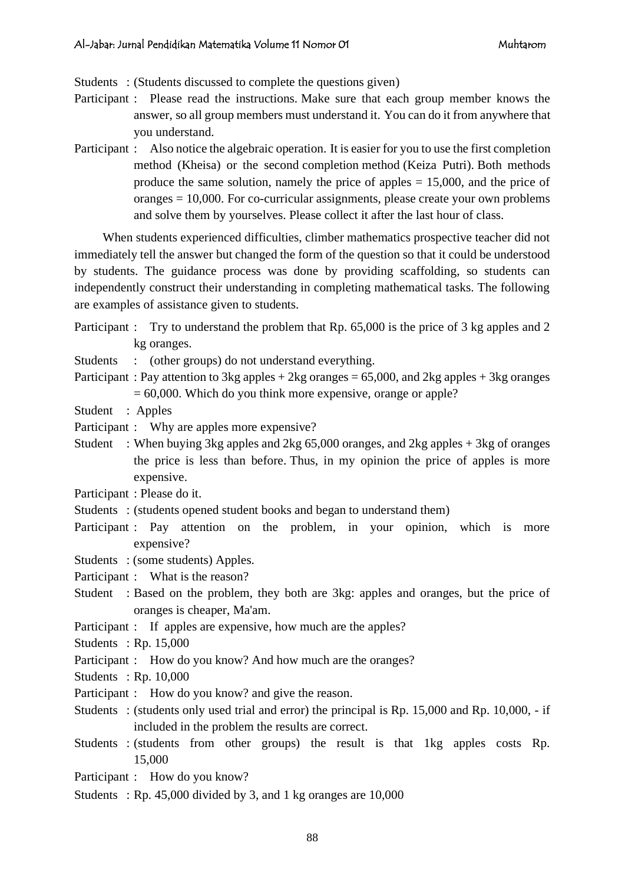Students : (Students discussed to complete the questions given)

Participant : Please read the instructions. Make sure that each group member knows the answer, so all group members must understand it. You can do it from anywhere that you understand.

Participant : Also notice the algebraic operation. It is easier for you to use the first completion method (Kheisa) or the second completion method (Keiza Putri). Both methods produce the same solution, namely the price of apples = 15,000, and the price of oranges = 10,000. For co-curricular assignments, please create your own problems and solve them by yourselves. Please collect it after the last hour of class.

When students experienced difficulties, climber mathematics prospective teacher did not immediately tell the answer but changed the form of the question so that it could be understood by students. The guidance process was done by providing scaffolding, so students can independently construct their understanding in completing mathematical tasks. The following are examples of assistance given to students.

Participant : Try to understand the problem that Rp. 65,000 is the price of 3 kg apples and 2 kg oranges.

Students : (other groups) do not understand everything.

Participant : Pay attention to 3kg apples + 2kg oranges = 65,000, and 2kg apples + 3kg oranges = 60,000. Which do you think more expensive, orange or apple?

Student : Apples

Participant : Why are apples more expensive?

Student : When buying 3kg apples and 2kg 65,000 oranges, and 2kg apples + 3kg of oranges the price is less than before. Thus, in my opinion the price of apples is more expensive.

Participant : Please do it.

Students : (students opened student books and began to understand them)

Participant : Pay attention on the problem, in your opinion, which is more expensive?

Students : (some students) Apples.

Participant : What is the reason?

Student : Based on the problem, they both are 3kg: apples and oranges, but the price of oranges is cheaper, Ma'am.

Participant : If apples are expensive, how much are the apples?

Students : Rp. 15,000

Participant : How do you know? And how much are the oranges?

Students : Rp. 10,000

Participant : How do you know? and give the reason.

Students : (students only used trial and error) the principal is Rp. 15,000 and Rp. 10,000, - if included in the problem the results are correct.

Students : (students from other groups) the result is that 1kg apples costs Rp. 15,000

Participant : How do you know?

Students : Rp. 45,000 divided by 3, and 1 kg oranges are 10,000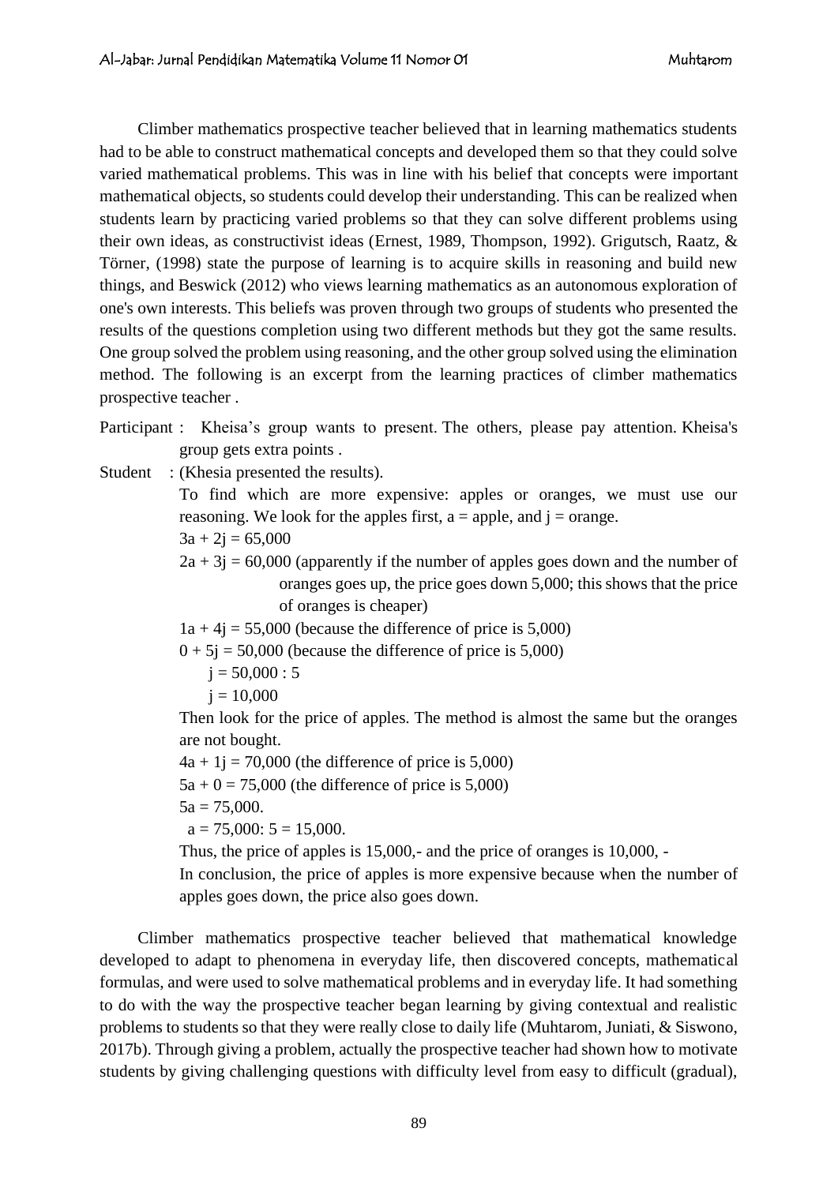Climber mathematics prospective teacher believed that in learning mathematics students had to be able to construct mathematical concepts and developed them so that they could solve varied mathematical problems. This was in line with his belief that concepts were important mathematical objects, so students could develop their understanding. This can be realized when students learn by practicing varied problems so that they can solve different problems using their own ideas, as constructivist ideas (Ernest, 1989, Thompson, 1992). Grigutsch, Raatz, & Törner, (1998) state the purpose of learning is to acquire skills in reasoning and build new things, and Beswick (2012) who views learning mathematics as an autonomous exploration of one's own interests. This beliefs was proven through two groups of students who presented the results of the questions completion using two different methods but they got the same results. One group solved the problem using reasoning, and the other group solved using the elimination method. The following is an excerpt from the learning practices of climber mathematics prospective teacher .

Participant : Kheisa's group wants to present. The others, please pay attention. Kheisa's group gets extra points .

Student : (Khesia presented the results).

To find which are more expensive: apples or oranges, we must use our reasoning. We look for the apples first, a = apple, and j = orange.

$3a + 2j = 65,000$

$2a + 3j = 60,000$ (apparently if the number of apples goes down and the number of oranges goes up, the price goes down 5,000; this shows that the price of oranges is cheaper)

$1a + 4j = 55,000$ (because the difference of price is 5,000)

$0 + 5j = 50,000$ (because the difference of price is 5,000)

$j = 50,000 : 5$

$j = 10,000$

Then look for the price of apples. The method is almost the same but the oranges are not bought.

$4a + 1j = 70,000$ (the difference of price is 5,000)

$5a + 0 = 75,000$ (the difference of price is 5,000)

$5a = 75,000.$

$a = 75,000 : 5 = 15,000.$

Thus, the price of apples is 15,000,- and the price of oranges is 10,000, -

In conclusion, the price of apples is more expensive because when the number of apples goes down, the price also goes down.

Climber mathematics prospective teacher believed that mathematical knowledge developed to adapt to phenomena in everyday life, then discovered concepts, mathematical formulas, and were used to solve mathematical problems and in everyday life. It had something to do with the way the prospective teacher began learning by giving contextual and realistic problems to students so that they were really close to daily life (Muhtarom, Juniati, & Siswono, 2017b). Through giving a problem, actually the prospective teacher had shown how to motivate students by giving challenging questions with difficulty level from easy to difficult (gradual),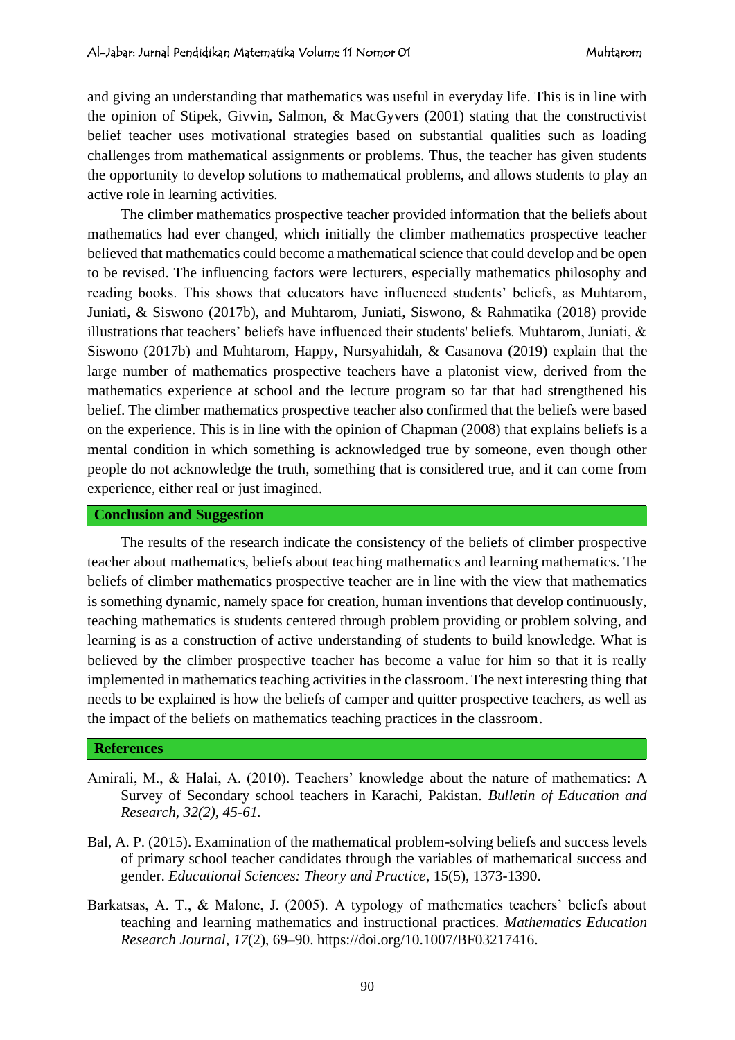and giving an understanding that mathematics was useful in everyday life. This is in line with the opinion of Stipek, Givvin, Salmon, & MacGyvers (2001) stating that the constructivist belief teacher uses motivational strategies based on substantial qualities such as loading challenges from mathematical assignments or problems. Thus, the teacher has given students the opportunity to develop solutions to mathematical problems, and allows students to play an active role in learning activities.

The climber mathematics prospective teacher provided information that the beliefs about mathematics had ever changed, which initially the climber mathematics prospective teacher believed that mathematics could become a mathematical science that could develop and be open to be revised. The influencing factors were lecturers, especially mathematics philosophy and reading books. This shows that educators have influenced students' beliefs, as Muhtarom, Juniati, & Siswono (2017b), and Muhtarom, Juniati, Siswono, & Rahmatika (2018) provide illustrations that teachers' beliefs have influenced their students' beliefs. Muhtarom, Juniati, & Siswono (2017b) and Muhtarom, Happy, Nursyahidah, & Casanova (2019) explain that the large number of mathematics prospective teachers have a platonist view, derived from the mathematics experience at school and the lecture program so far that had strengthened his belief. The climber mathematics prospective teacher also confirmed that the beliefs were based on the experience. This is in line with the opinion of Chapman (2008) that explains beliefs is a mental condition in which something is acknowledged true by someone, even though other people do not acknowledge the truth, something that is considered true, and it can come from experience, either real or just imagined.

## Conclusion and Suggestion

The results of the research indicate the consistency of the beliefs of climber prospective teacher about mathematics, beliefs about teaching mathematics and learning mathematics. The beliefs of climber mathematics prospective teacher are in line with the view that mathematics is something dynamic, namely space for creation, human inventions that develop continuously, teaching mathematics is students centered through problem providing or problem solving, and learning is as a construction of active understanding of students to build knowledge. What is believed by the climber prospective teacher has become a value for him so that it is really implemented in mathematics teaching activities in the classroom. The next interesting thing that needs to be explained is how the beliefs of camper and quitter prospective teachers, as well as the impact of the beliefs on mathematics teaching practices in the classroom.

## References

Amirali, M., & Halai, A. (2010). Teachers' knowledge about the nature of mathematics: A Survey of Secondary school teachers in Karachi, Pakistan. *Bulletin of Education and Research, 32(2), 45-61.*

Bal, A. P. (2015). Examination of the mathematical problem-solving beliefs and success levels of primary school teacher candidates through the variables of mathematical success and gender. *Educational Sciences: Theory and Practice*, 15(5), 1373-1390.

Barkatsas, A. T., & Malone, J. (2005). A typology of mathematics teachers' beliefs about teaching and learning mathematics and instructional practices. *Mathematics Education Research Journal*, *17*(2), 69–90. https://doi.org/10.1007/BF03217416.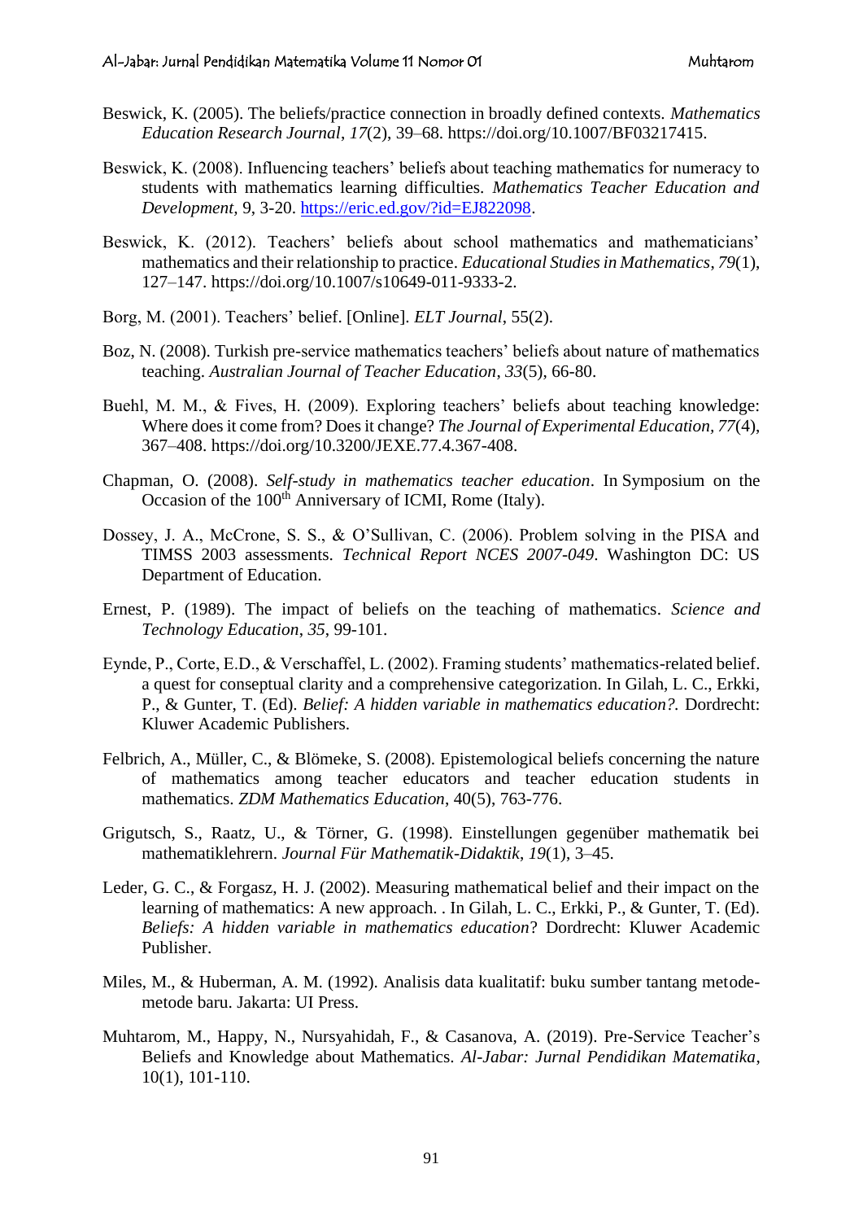Beswick, K. (2005). The beliefs/practice connection in broadly defined contexts. *Mathematics Education Research Journal*, *17*(2), 39–68. https://doi.org/10.1007/BF03217415.

Beswick, K. (2008). Influencing teachers' beliefs about teaching mathematics for numeracy to students with mathematics learning difficulties. *Mathematics Teacher Education and Development*, 9, 3-20. https://eric.ed.gov/?id=EJ822098.

Beswick, K. (2012). Teachers' beliefs about school mathematics and mathematicians' mathematics and their relationship to practice. *Educational Studies in Mathematics*, *79*(1), 127–147. https://doi.org/10.1007/s10649-011-9333-2.

Borg, M. (2001). Teachers' belief. [Online]. *ELT Journal*, 55(2).

Boz, N. (2008). Turkish pre-service mathematics teachers' beliefs about nature of mathematics teaching. *Australian Journal of Teacher Education*, *33*(5), 66-80.

Buehl, M. M., & Fives, H. (2009). Exploring teachers' beliefs about teaching knowledge: Where does it come from? Does it change? *The Journal of Experimental Education*, *77*(4), 367–408. https://doi.org/10.3200/JEXE.77.4.367-408.

Chapman, O. (2008). *Self-study in mathematics teacher education*. In Symposium on the Occasion of the 100th Anniversary of ICMI, Rome (Italy).

Dossey, J. A., McCrone, S. S., & O'Sullivan, C. (2006). Problem solving in the PISA and TIMSS 2003 assessments. *Technical Report NCES 2007-049*. Washington DC: US Department of Education.

Ernest, P. (1989). The impact of beliefs on the teaching of mathematics. *Science and Technology Education*, *35*, 99-101.

Eynde, P., Corte, E.D., & Verschaffel, L. (2002). Framing students' mathematics-related belief. a quest for conseptual clarity and a comprehensive categorization. In Gilah, L. C., Erkki, P., & Gunter, T. (Ed). *Belief: A hidden variable in mathematics education?.* Dordrecht: Kluwer Academic Publishers.

Felbrich, A., Müller, C., & Blömeke, S. (2008). Epistemological beliefs concerning the nature of mathematics among teacher educators and teacher education students in mathematics. *ZDM Mathematics Education*, 40(5), 763-776.

Grigutsch, S., Raatz, U., & Törner, G. (1998). Einstellungen gegenüber mathematik bei mathematiklehrern. *Journal Für Mathematik-Didaktik*, *19*(1), 3–45.

Leder, G. C., & Forgasz, H. J. (2002). Measuring mathematical belief and their impact on the learning of mathematics: A new approach. . In Gilah, L. C., Erkki, P., & Gunter, T. (Ed). *Beliefs: A hidden variable in mathematics education*? Dordrecht: Kluwer Academic Publisher.

Miles, M., & Huberman, A. M. (1992). Analisis data kualitatif: buku sumber tantang metode-metode baru. Jakarta: UI Press.

Muhtarom, M., Happy, N., Nursyahidah, F., & Casanova, A. (2019). Pre-Service Teacher's Beliefs and Knowledge about Mathematics. *Al-Jabar: Jurnal Pendidikan Matematika*, 10(1), 101-110.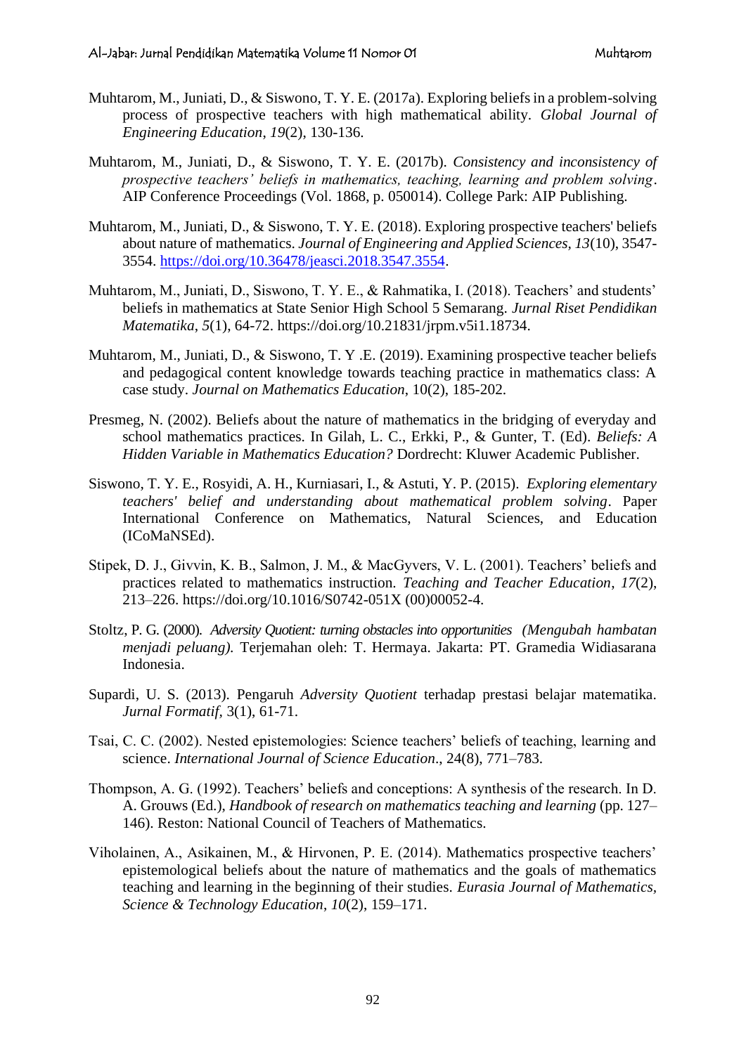Muhtarom, M., Juniati, D., & Siswono, T. Y. E. (2017a). Exploring beliefs in a problem-solving process of prospective teachers with high mathematical ability. *Global Journal of Engineering Education*, *19*(2), 130-136.

Muhtarom, M., Juniati, D., & Siswono, T. Y. E. (2017b). *Consistency and inconsistency of prospective teachers' beliefs in mathematics, teaching, learning and problem solving*. AIP Conference Proceedings (Vol. 1868, p. 050014). College Park: AIP Publishing.

Muhtarom, M., Juniati, D., & Siswono, T. Y. E. (2018). Exploring prospective teachers' beliefs about nature of mathematics. *Journal of Engineering and Applied Sciences*, *13*(10), 3547-3554. https://doi.org/10.36478/jeasci.2018.3547.3554.

Muhtarom, M., Juniati, D., Siswono, T. Y. E., & Rahmatika, I. (2018). Teachers' and students' beliefs in mathematics at State Senior High School 5 Semarang. *Jurnal Riset Pendidikan Matematika*, *5*(1), 64-72. https://doi.org/10.21831/jrpm.v5i1.18734.

Muhtarom, M., Juniati, D., & Siswono, T. Y .E. (2019). Examining prospective teacher beliefs and pedagogical content knowledge towards teaching practice in mathematics class: A case study. *Journal on Mathematics Education*, 10(2), 185-202.

Presmeg, N. (2002). Beliefs about the nature of mathematics in the bridging of everyday and school mathematics practices. In Gilah, L. C., Erkki, P., & Gunter, T. (Ed). *Beliefs: A Hidden Variable in Mathematics Education?* Dordrecht: Kluwer Academic Publisher.

Siswono, T. Y. E., Rosyidi, A. H., Kurniasari, I., & Astuti, Y. P. (2015). *Exploring elementary teachers' belief and understanding about mathematical problem solving*. Paper International Conference on Mathematics, Natural Sciences, and Education (ICoMaNSEd).

Stipek, D. J., Givvin, K. B., Salmon, J. M., & MacGyvers, V. L. (2001). Teachers' beliefs and practices related to mathematics instruction. *Teaching and Teacher Education*, *17*(2), 213–226. https://doi.org/10.1016/S0742-051X (00)00052-4.

Stoltz, P. G. (2000). *Adversity Quotient: turning obstacles into opportunities (Mengubah hambatan menjadi peluang)*. Terjemahan oleh: T. Hermaya. Jakarta: PT. Gramedia Widiasarana Indonesia.

Supardi, U. S. (2013). Pengaruh *Adversity Quotient* terhadap prestasi belajar matematika. *Jurnal Formatif*, 3(1), 61-71.

Tsai, C. C. (2002). Nested epistemologies: Science teachers' beliefs of teaching, learning and science. *International Journal of Science Education*., 24(8), 771–783.

Thompson, A. G. (1992). Teachers' beliefs and conceptions: A synthesis of the research. In D. A. Grouws (Ed.), *Handbook of research on mathematics teaching and learning* (pp. 127–146). Reston: National Council of Teachers of Mathematics.

Viholainen, A., Asikainen, M., & Hirvonen, P. E. (2014). Mathematics prospective teachers' epistemological beliefs about the nature of mathematics and the goals of mathematics teaching and learning in the beginning of their studies. *Eurasia Journal of Mathematics, Science & Technology Education*, *10*(2), 159–171.